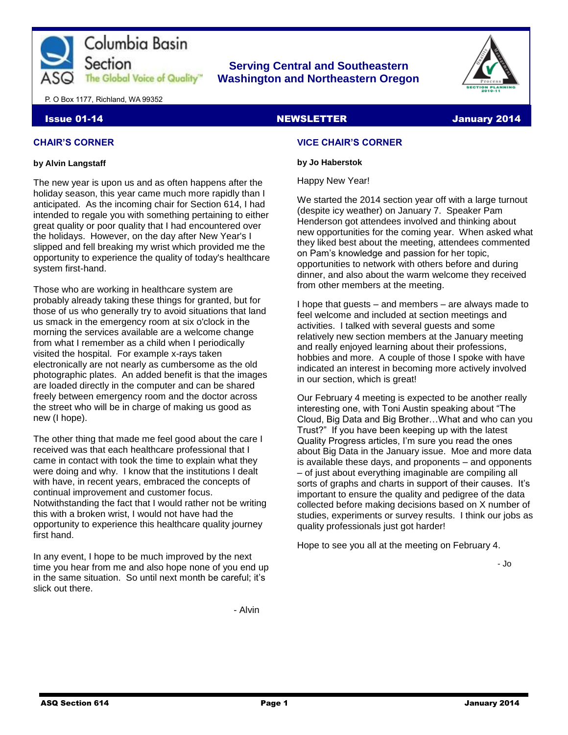Columbia Basin Section

ASQ The Global Voice of Quality™

**Serving Central and Southeastern Washington and Northeastern Oregon**

P. O Box 1177, Richland, WA 99352

**Issue 01-14** | **NEWSLETTER** | **January 2014**

## CHAIR'S CORNER

**by Alvin Langstaff**

The new year is upon us and as often happens after the holiday season, this year came much more rapidly than I anticipated. As the incoming chair for Section 614, I had intended to regale you with something pertaining to either great quality or poor quality that I had encountered over the holidays. However, on the day after New Year's I slipped and fell breaking my wrist which provided me the opportunity to experience the quality of today's healthcare system first-hand.

Those who are working in healthcare system are probably already taking these things for granted, but for those of us who generally try to avoid situations that land us smack in the emergency room at six o'clock in the morning the services available are a welcome change from what I remember as a child when I periodically visited the hospital. For example x-rays taken electronically are not nearly as cumbersome as the old photographic plates. An added benefit is that the images are loaded directly in the computer and can be shared freely between emergency room and the doctor across the street who will be in charge of making us good as new (I hope).

The other thing that made me feel good about the care I received was that each healthcare professional that I came in contact with took the time to explain what they were doing and why. I know that the institutions I dealt with have, in recent years, embraced the concepts of continual improvement and customer focus. Notwithstanding the fact that I would rather not be writing this with a broken wrist, I would not have had the opportunity to experience this healthcare quality journey first hand.

In any event, I hope to be much improved by the next time you hear from me and also hope none of you end up in the same situation. So until next month be careful; it's slick out there.

- Alvin

## VICE CHAIR'S CORNER

**by Jo Haberstok**

Happy New Year!

We started the 2014 section year off with a large turnout (despite icy weather) on January 7. Speaker Pam Henderson got attendees involved and thinking about new opportunities for the coming year. When asked what they liked best about the meeting, attendees commented on Pam's knowledge and passion for her topic, opportunities to network with others before and during dinner, and also about the warm welcome they received from other members at the meeting.

I hope that guests – and members – are always made to feel welcome and included at section meetings and activities. I talked with several guests and some relatively new section members at the January meeting and really enjoyed learning about their professions, hobbies and more. A couple of those I spoke with have indicated an interest in becoming more actively involved in our section, which is great!

Our February 4 meeting is expected to be another really interesting one, with Toni Austin speaking about "The Cloud, Big Data and Big Brother…What and who can you Trust?" If you have been keeping up with the latest Quality Progress articles, I'm sure you read the ones about Big Data in the January issue. Moe and more data is available these days, and proponents – and opponents – of just about everything imaginable are compiling all sorts of graphs and charts in support of their causes. It's important to ensure the quality and pedigree of the data collected before making decisions based on X number of studies, experiments or survey results. I think our jobs as quality professionals just got harder!

Hope to see you all at the meeting on February 4.

- Jo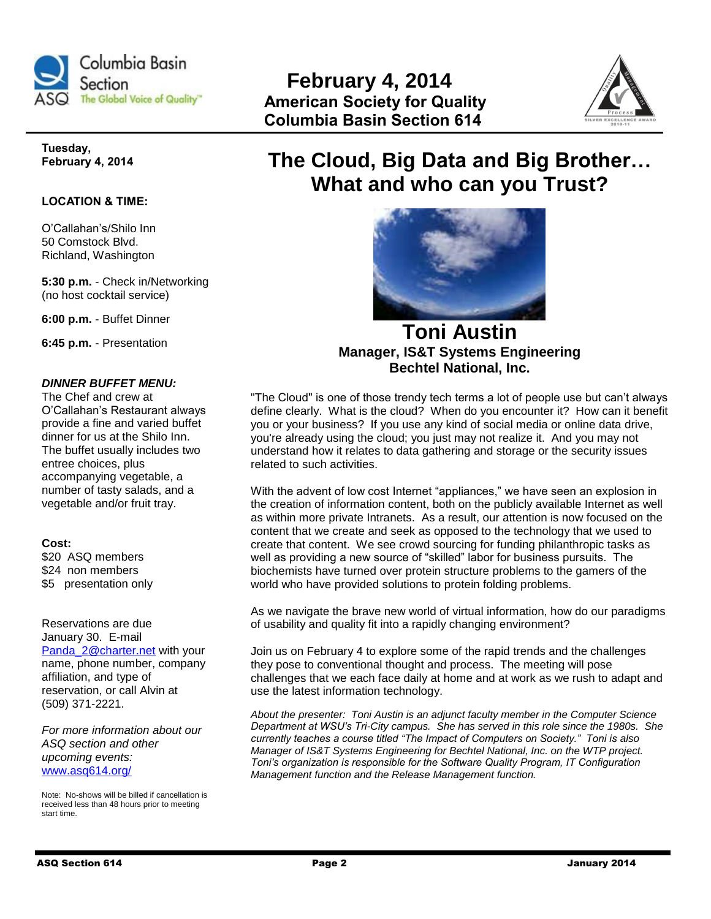**February 4, 2014**
**American Society for Quality**
**Columbia Basin Section 614**

# The Cloud, Big Data and Big Brother… What and who can you Trust?

## Toni Austin

**Manager, IS&T Systems Engineering**
**Bechtel National, Inc.**

"The Cloud" is one of those trendy tech terms a lot of people use but can't always define clearly. What is the cloud? When do you encounter it? How can it benefit you or your business? If you use any kind of social media or online data drive, you're already using the cloud; you just may not realize it. And you may not understand how it relates to data gathering and storage or the security issues related to such activities.

With the advent of low cost Internet "appliances," we have seen an explosion in the creation of information content, both on the publicly available Internet as well as within more private Intranets. As a result, our attention is now focused on the content that we create and seek as opposed to the technology that we used to create that content. We see crowd sourcing for funding philanthropic tasks as well as providing a new source of "skilled" labor for business pursuits. The biochemists have turned over protein structure problems to the gamers of the world who have provided solutions to protein folding problems.

As we navigate the brave new world of virtual information, how do our paradigms of usability and quality fit into a rapidly changing environment?

Join us on February 4 to explore some of the rapid trends and the challenges they pose to conventional thought and process. The meeting will pose challenges that we each face daily at home and at work as we rush to adapt and use the latest information technology.

*About the presenter: Toni Austin is an adjunct faculty member in the Computer Science Department at WSU's Tri-City campus. She has served in this role since the 1980s. She currently teaches a course titled "The Impact of Computers on Society." Toni is also Manager of IS&T Systems Engineering for Bechtel National, Inc. on the WTP project. Toni's organization is responsible for the Software Quality Program, IT Configuration Management function and the Release Management function.*

**Tuesday, February 4, 2014**

**LOCATION & TIME:**

O'Callahan's/Shilo Inn
50 Comstock Blvd.
Richland, Washington

**5:30 p.m.** - Check in/Networking (no host cocktail service)

**6:00 p.m.** - Buffet Dinner

**6:45 p.m.** - Presentation

***DINNER BUFFET MENU:***
The Chef and crew at O'Callahan's Restaurant always provide a fine and varied buffet dinner for us at the Shilo Inn. The buffet usually includes two entree choices, plus accompanying vegetable, a number of tasty salads, and a vegetable and/or fruit tray.

**Cost:**
$20 ASQ members
$24 non members
$5 presentation only

Reservations are due January 30. E-mail Panda_2@charter.net with your name, phone number, company affiliation, and type of reservation, or call Alvin at (509) 371-2221.

*For more information about our ASQ section and other upcoming events:* www.asq614.org/

Note: No-shows will be billed if cancellation is received less than 48 hours prior to meeting start time.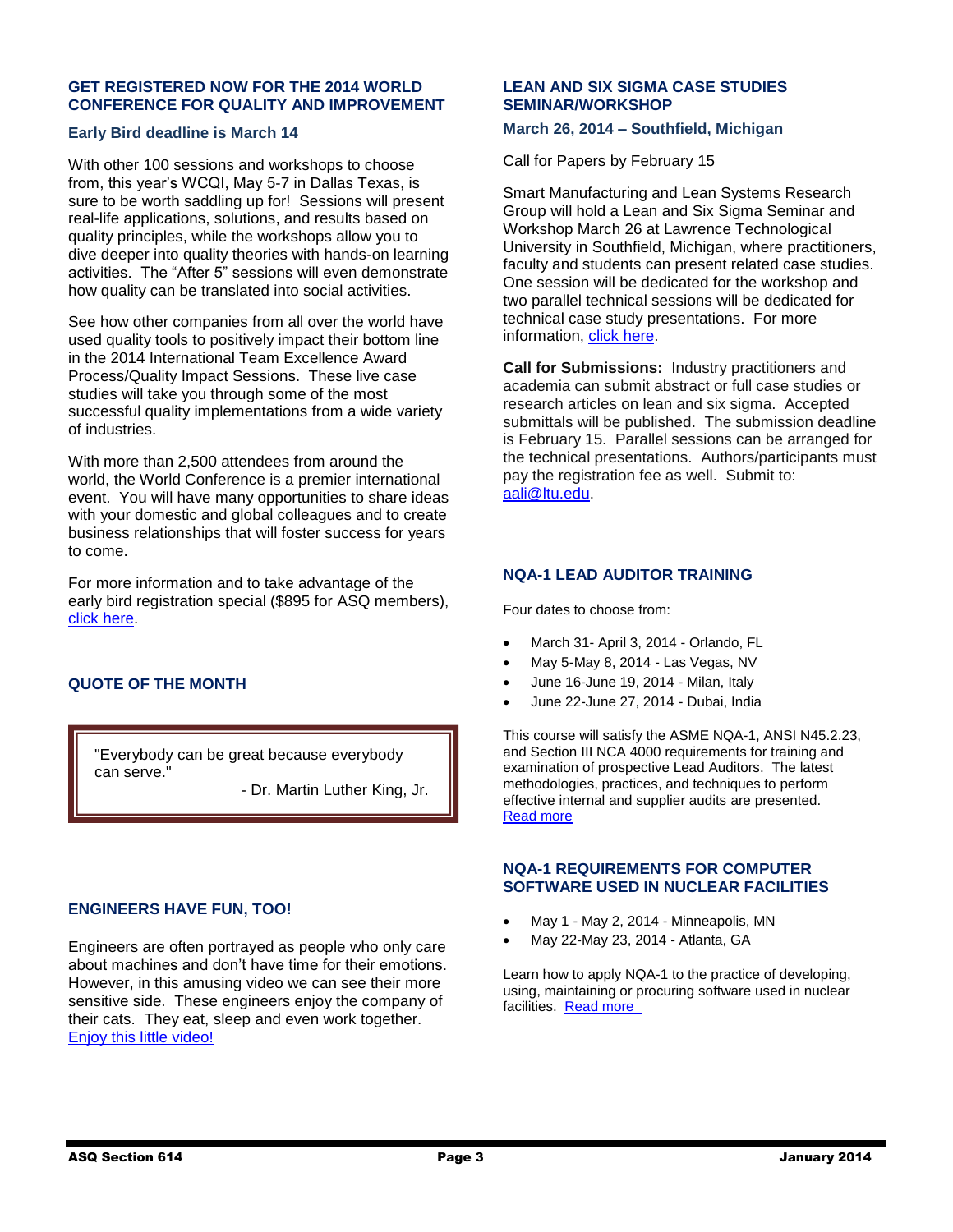## GET REGISTERED NOW FOR THE 2014 WORLD CONFERENCE FOR QUALITY AND IMPROVEMENT

### Early Bird deadline is March 14

With other 100 sessions and workshops to choose from, this year's WCQI, May 5-7 in Dallas Texas, is sure to be worth saddling up for! Sessions will present real-life applications, solutions, and results based on quality principles, while the workshops allow you to dive deeper into quality theories with hands-on learning activities. The "After 5" sessions will even demonstrate how quality can be translated into social activities.

See how other companies from all over the world have used quality tools to positively impact their bottom line in the 2014 International Team Excellence Award Process/Quality Impact Sessions. These live case studies will take you through some of the most successful quality implementations from a wide variety of industries.

With more than 2,500 attendees from around the world, the World Conference is a premier international event. You will have many opportunities to share ideas with your domestic and global colleagues and to create business relationships that will foster success for years to come.

For more information and to take advantage of the early bird registration special ($895 for ASQ members), click here.

## QUOTE OF THE MONTH

> "Everybody can be great because everybody can serve."
>
> \- Dr. Martin Luther King, Jr.

## ENGINEERS HAVE FUN, TOO!

Engineers are often portrayed as people who only care about machines and don't have time for their emotions. However, in this amusing video we can see their more sensitive side. These engineers enjoy the company of their cats. They eat, sleep and even work together. Enjoy this little video!

## LEAN AND SIX SIGMA CASE STUDIES SEMINAR/WORKSHOP

### March 26, 2014 – Southfield, Michigan

Call for Papers by February 15

Smart Manufacturing and Lean Systems Research Group will hold a Lean and Six Sigma Seminar and Workshop March 26 at Lawrence Technological University in Southfield, Michigan, where practitioners, faculty and students can present related case studies. One session will be dedicated for the workshop and two parallel technical sessions will be dedicated for technical case study presentations. For more information, click here.

**Call for Submissions:** Industry practitioners and academia can submit abstract or full case studies or research articles on lean and six sigma. Accepted submittals will be published. The submission deadline is February 15. Parallel sessions can be arranged for the technical presentations. Authors/participants must pay the registration fee as well. Submit to: aali@ltu.edu.

## NQA-1 LEAD AUDITOR TRAINING

Four dates to choose from:

- March 31- April 3, 2014 - Orlando, FL
- May 5-May 8, 2014 - Las Vegas, NV
- June 16-June 19, 2014 - Milan, Italy
- June 22-June 27, 2014 - Dubai, India

This course will satisfy the ASME NQA-1, ANSI N45.2.23, and Section III NCA 4000 requirements for training and examination of prospective Lead Auditors. The latest methodologies, practices, and techniques to perform effective internal and supplier audits are presented. Read more

## NQA-1 REQUIREMENTS FOR COMPUTER SOFTWARE USED IN NUCLEAR FACILITIES

- May 1 - May 2, 2014 - Minneapolis, MN
- May 22-May 23, 2014 - Atlanta, GA

Learn how to apply NQA-1 to the practice of developing, using, maintaining or procuring software used in nuclear facilities. Read more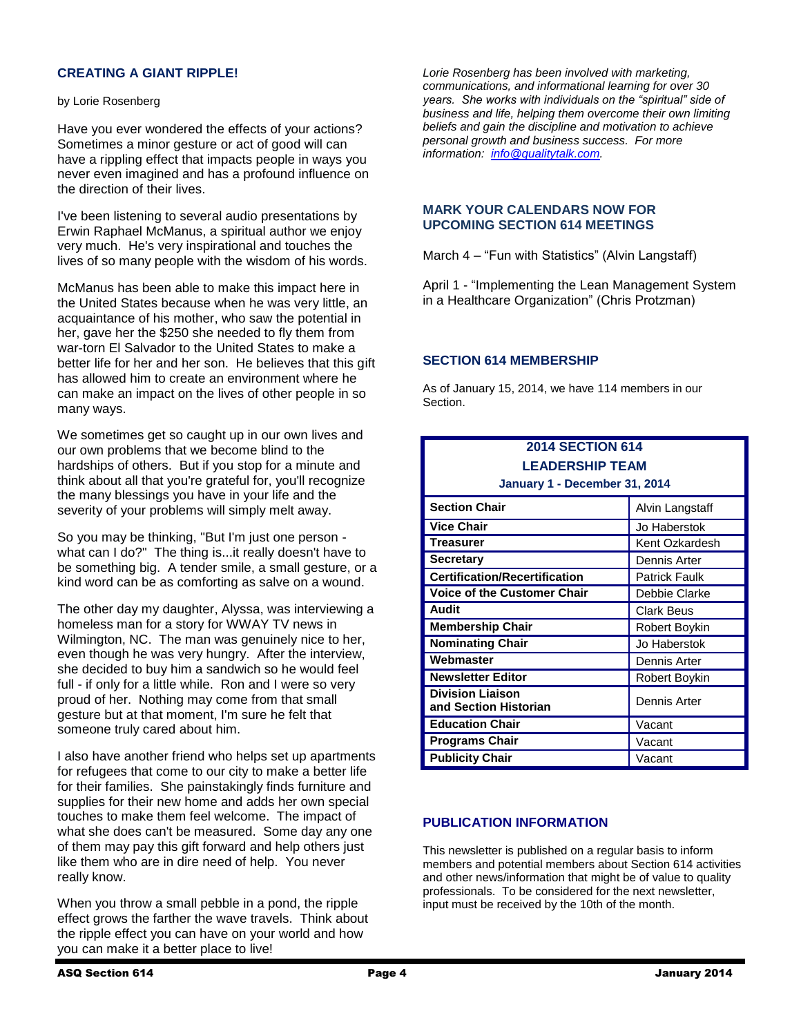## CREATING A GIANT RIPPLE!

by Lorie Rosenberg

Have you ever wondered the effects of your actions? Sometimes a minor gesture or act of good will can have a rippling effect that impacts people in ways you never even imagined and has a profound influence on the direction of their lives.

I've been listening to several audio presentations by Erwin Raphael McManus, a spiritual author we enjoy very much. He's very inspirational and touches the lives of so many people with the wisdom of his words.

McManus has been able to make this impact here in the United States because when he was very little, an acquaintance of his mother, who saw the potential in her, gave her the $250 she needed to fly them from war-torn El Salvador to the United States to make a better life for her and her son. He believes that this gift has allowed him to create an environment where he can make an impact on the lives of other people in so many ways.

We sometimes get so caught up in our own lives and our own problems that we become blind to the hardships of others. But if you stop for a minute and think about all that you're grateful for, you'll recognize the many blessings you have in your life and the severity of your problems will simply melt away.

So you may be thinking, "But I'm just one person - what can I do?" The thing is...it really doesn't have to be something big. A tender smile, a small gesture, or a kind word can be as comforting as salve on a wound.

The other day my daughter, Alyssa, was interviewing a homeless man for a story for WWAY TV news in Wilmington, NC. The man was genuinely nice to her, even though he was very hungry. After the interview, she decided to buy him a sandwich so he would feel full - if only for a little while. Ron and I were so very proud of her. Nothing may come from that small gesture but at that moment, I'm sure he felt that someone truly cared about him.

I also have another friend who helps set up apartments for refugees that come to our city to make a better life for their families. She painstakingly finds furniture and supplies for their new home and adds her own special touches to make them feel welcome. The impact of what she does can't be measured. Some day any one of them may pay this gift forward and help others just like them who are in dire need of help. You never really know.

When you throw a small pebble in a pond, the ripple effect grows the farther the wave travels. Think about the ripple effect you can have on your world and how you can make it a better place to live!

*Lorie Rosenberg has been involved with marketing, communications, and informational learning for over 30 years. She works with individuals on the "spiritual" side of business and life, helping them overcome their own limiting beliefs and gain the discipline and motivation to achieve personal growth and business success. For more information: info@qualitytalk.com.*

## MARK YOUR CALENDARS NOW FOR UPCOMING SECTION 614 MEETINGS

March 4 – "Fun with Statistics" (Alvin Langstaff)

April 1 - "Implementing the Lean Management System in a Healthcare Organization" (Chris Protzman)

## SECTION 614 MEMBERSHIP

As of January 15, 2014, we have 114 members in our Section.

**2014 SECTION 614 LEADERSHIP TEAM**
**January 1 - December 31, 2014**

| | |
|---|---|
| **Section Chair** | Alvin Langstaff |
| **Vice Chair** | Jo Haberstok |
| **Treasurer** | Kent Ozkardesh |
| **Secretary** | Dennis Arter |
| **Certification/Recertification** | Patrick Faulk |
| **Voice of the Customer Chair** | Debbie Clarke |
| **Audit** | Clark Beus |
| **Membership Chair** | Robert Boykin |
| **Nominating Chair** | Jo Haberstok |
| **Webmaster** | Dennis Arter |
| **Newsletter Editor** | Robert Boykin |
| **Division Liaison and Section Historian** | Dennis Arter |
| **Education Chair** | Vacant |
| **Programs Chair** | Vacant |
| **Publicity Chair** | Vacant |

## PUBLICATION INFORMATION

This newsletter is published on a regular basis to inform members and potential members about Section 614 activities and other news/information that might be of value to quality professionals. To be considered for the next newsletter, input must be received by the 10th of the month.